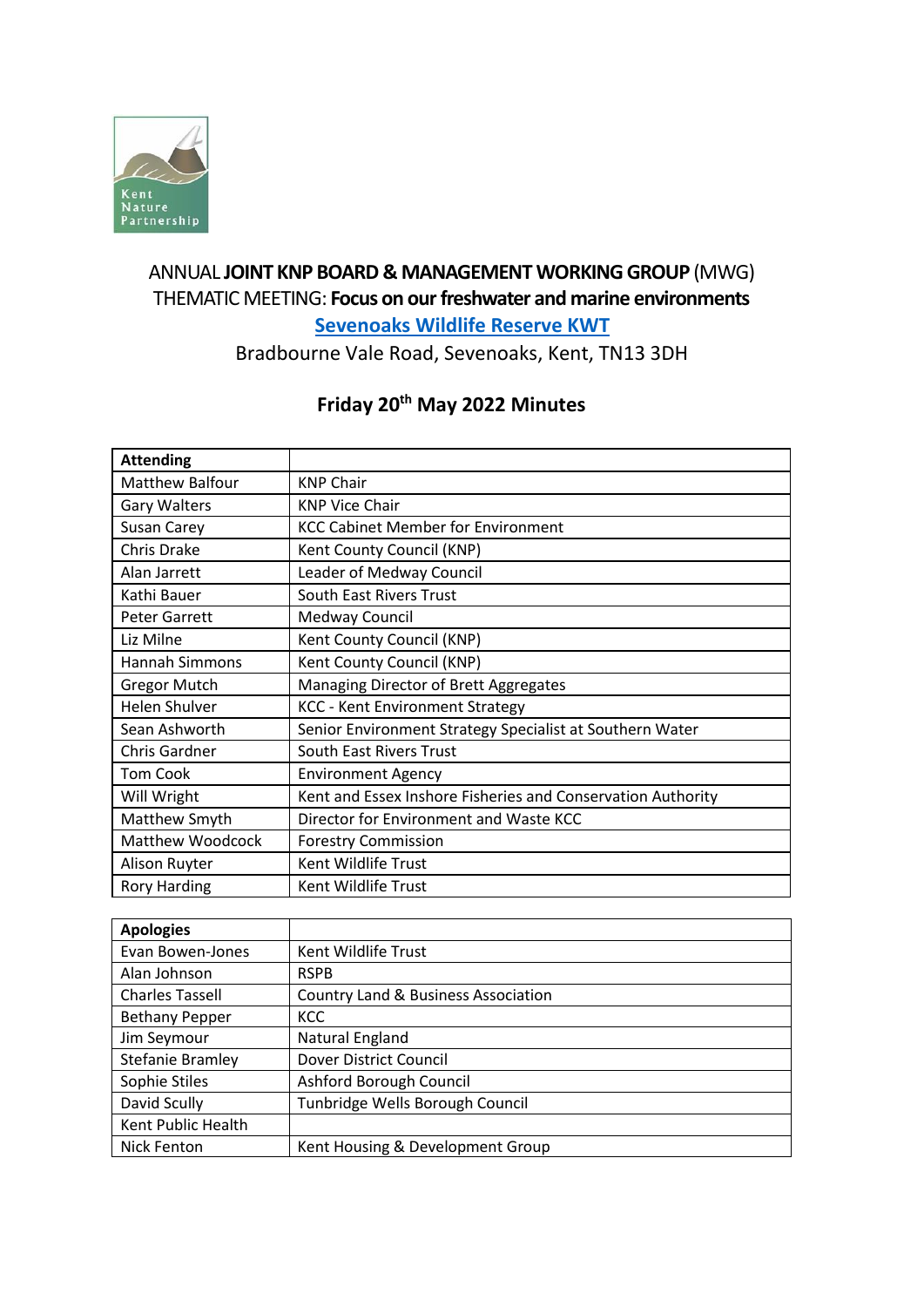Kent Nature Partnership

# ANNUAL **JOINT KNP BOARD & MANAGEMENT WORKING GROUP** (MWG) THEMATIC MEETING: **Focus on our freshwater and marine environments**

**[Sevenoaks Wildlife Reserve KWT](Sevenoaks Wildlife Reserve KWT)**

Bradbourne Vale Road, Sevenoaks, Kent, TN13 3DH

## Friday 20th May 2022 Minutes

| **Attending** | |
|---|---|
| Matthew Balfour | KNP Chair |
| Gary Walters | KNP Vice Chair |
| Susan Carey | KCC Cabinet Member for Environment |
| Chris Drake | Kent County Council (KNP) |
| Alan Jarrett | Leader of Medway Council |
| Kathi Bauer | South East Rivers Trust |
| Peter Garrett | Medway Council |
| Liz Milne | Kent County Council (KNP) |
| Hannah Simmons | Kent County Council (KNP) |
| Gregor Mutch | Managing Director of Brett Aggregates |
| Helen Shulver | KCC - Kent Environment Strategy |
| Sean Ashworth | Senior Environment Strategy Specialist at Southern Water |
| Chris Gardner | South East Rivers Trust |
| Tom Cook | Environment Agency |
| Will Wright | Kent and Essex Inshore Fisheries and Conservation Authority |
| Matthew Smyth | Director for Environment and Waste KCC |
| Matthew Woodcock | Forestry Commission |
| Alison Ruyter | Kent Wildlife Trust |
| Rory Harding | Kent Wildlife Trust |

| **Apologies** | |
|---|---|
| Evan Bowen-Jones | Kent Wildlife Trust |
| Alan Johnson | RSPB |
| Charles Tassell | Country Land & Business Association |
| Bethany Pepper | KCC |
| Jim Seymour | Natural England |
| Stefanie Bramley | Dover District Council |
| Sophie Stiles | Ashford Borough Council |
| David Scully | Tunbridge Wells Borough Council |
| Kent Public Health | |
| Nick Fenton | Kent Housing & Development Group |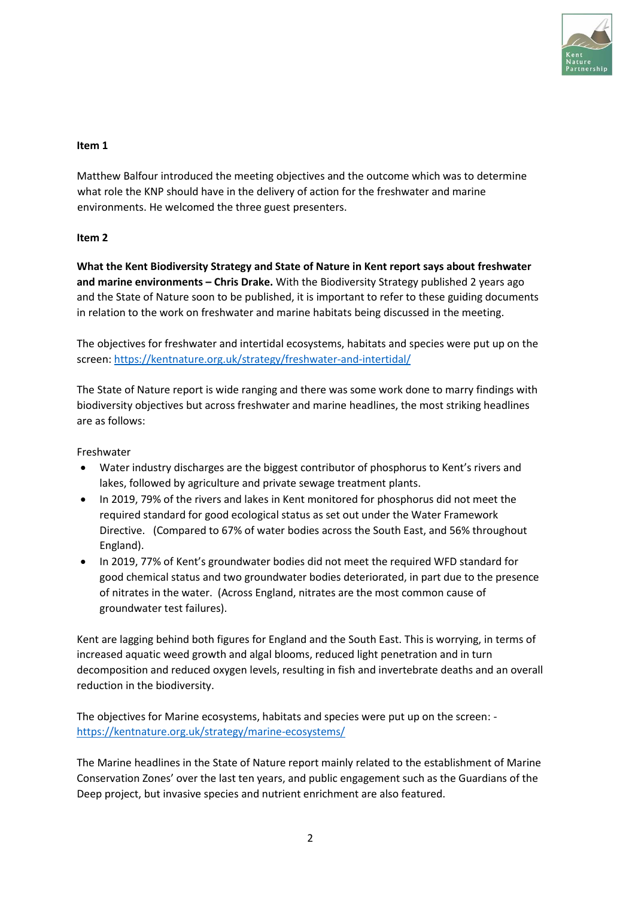**Item 1**

Matthew Balfour introduced the meeting objectives and the outcome which was to determine what role the KNP should have in the delivery of action for the freshwater and marine environments. He welcomed the three guest presenters.

**Item 2**

**What the Kent Biodiversity Strategy and State of Nature in Kent report says about freshwater and marine environments – Chris Drake.** With the Biodiversity Strategy published 2 years ago and the State of Nature soon to be published, it is important to refer to these guiding documents in relation to the work on freshwater and marine habitats being discussed in the meeting.

The objectives for freshwater and intertidal ecosystems, habitats and species were put up on the screen: https://kentnature.org.uk/strategy/freshwater-and-intertidal/

The State of Nature report is wide ranging and there was some work done to marry findings with biodiversity objectives but across freshwater and marine headlines, the most striking headlines are as follows:

Freshwater

- Water industry discharges are the biggest contributor of phosphorus to Kent's rivers and lakes, followed by agriculture and private sewage treatment plants.
- In 2019, 79% of the rivers and lakes in Kent monitored for phosphorus did not meet the required standard for good ecological status as set out under the Water Framework Directive. (Compared to 67% of water bodies across the South East, and 56% throughout England).
- In 2019, 77% of Kent's groundwater bodies did not meet the required WFD standard for good chemical status and two groundwater bodies deteriorated, in part due to the presence of nitrates in the water. (Across England, nitrates are the most common cause of groundwater test failures).

Kent are lagging behind both figures for England and the South East. This is worrying, in terms of increased aquatic weed growth and algal blooms, reduced light penetration and in turn decomposition and reduced oxygen levels, resulting in fish and invertebrate deaths and an overall reduction in the biodiversity.

The objectives for Marine ecosystems, habitats and species were put up on the screen: - https://kentnature.org.uk/strategy/marine-ecosystems/

The Marine headlines in the State of Nature report mainly related to the establishment of Marine Conservation Zones' over the last ten years, and public engagement such as the Guardians of the Deep project, but invasive species and nutrient enrichment are also featured.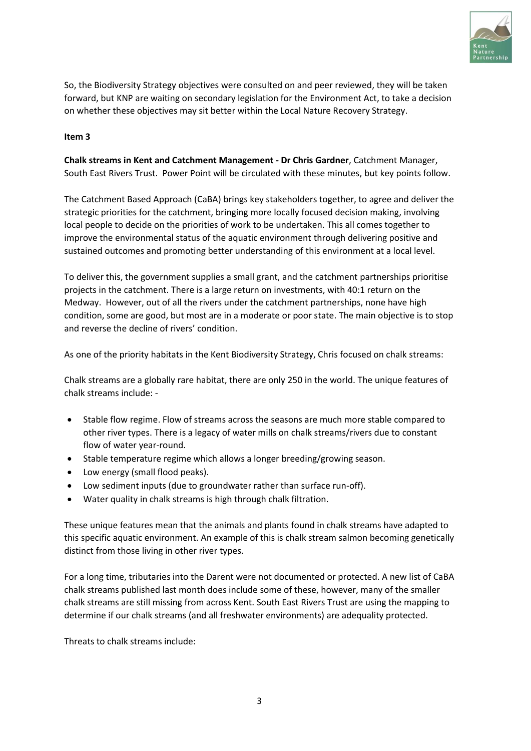So, the Biodiversity Strategy objectives were consulted on and peer reviewed, they will be taken forward, but KNP are waiting on secondary legislation for the Environment Act, to take a decision on whether these objectives may sit better within the Local Nature Recovery Strategy.

**Item 3**

**Chalk streams in Kent and Catchment Management - Dr Chris Gardner**, Catchment Manager, South East Rivers Trust. Power Point will be circulated with these minutes, but key points follow.

The Catchment Based Approach (CaBA) brings key stakeholders together, to agree and deliver the strategic priorities for the catchment, bringing more locally focused decision making, involving local people to decide on the priorities of work to be undertaken. This all comes together to improve the environmental status of the aquatic environment through delivering positive and sustained outcomes and promoting better understanding of this environment at a local level.

To deliver this, the government supplies a small grant, and the catchment partnerships prioritise projects in the catchment. There is a large return on investments, with 40:1 return on the Medway. However, out of all the rivers under the catchment partnerships, none have high condition, some are good, but most are in a moderate or poor state. The main objective is to stop and reverse the decline of rivers' condition.

As one of the priority habitats in the Kent Biodiversity Strategy, Chris focused on chalk streams:

Chalk streams are a globally rare habitat, there are only 250 in the world. The unique features of chalk streams include: -

- Stable flow regime. Flow of streams across the seasons are much more stable compared to other river types. There is a legacy of water mills on chalk streams/rivers due to constant flow of water year-round.
- Stable temperature regime which allows a longer breeding/growing season.
- Low energy (small flood peaks).
- Low sediment inputs (due to groundwater rather than surface run-off).
- Water quality in chalk streams is high through chalk filtration.

These unique features mean that the animals and plants found in chalk streams have adapted to this specific aquatic environment. An example of this is chalk stream salmon becoming genetically distinct from those living in other river types.

For a long time, tributaries into the Darent were not documented or protected. A new list of CaBA chalk streams published last month does include some of these, however, many of the smaller chalk streams are still missing from across Kent. South East Rivers Trust are using the mapping to determine if our chalk streams (and all freshwater environments) are adequality protected.

Threats to chalk streams include: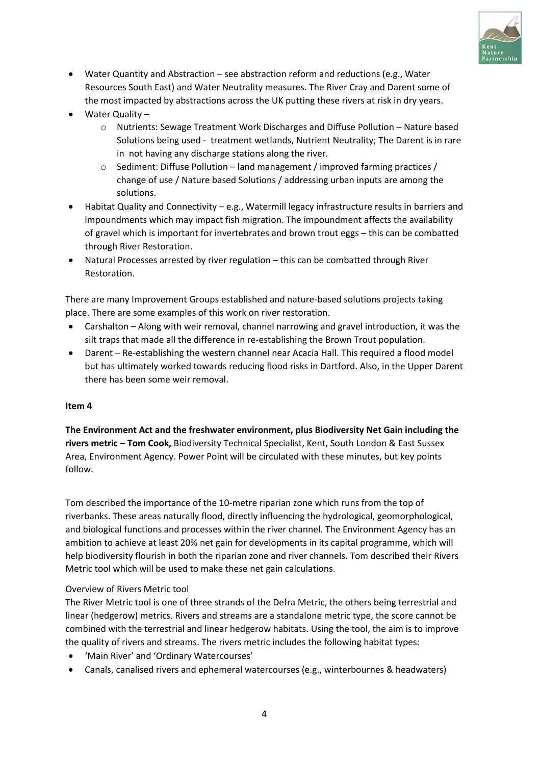- Water Quantity and Abstraction – see abstraction reform and reductions (e.g., Water Resources South East) and Water Neutrality measures. The River Cray and Darent some of the most impacted by abstractions across the UK putting these rivers at risk in dry years.
- Water Quality –
    - Nutrients: Sewage Treatment Work Discharges and Diffuse Pollution – Nature based Solutions being used - treatment wetlands, Nutrient Neutrality; The Darent is in rare in not having any discharge stations along the river.
    - Sediment: Diffuse Pollution – land management / improved farming practices / change of use / Nature based Solutions / addressing urban inputs are among the solutions.
- Habitat Quality and Connectivity – e.g., Watermill legacy infrastructure results in barriers and impoundments which may impact fish migration. The impoundment affects the availability of gravel which is important for invertebrates and brown trout eggs – this can be combatted through River Restoration.
- Natural Processes arrested by river regulation – this can be combatted through River Restoration.

There are many Improvement Groups established and nature-based solutions projects taking place. There are some examples of this work on river restoration.

- Carshalton – Along with weir removal, channel narrowing and gravel introduction, it was the silt traps that made all the difference in re-establishing the Brown Trout population.
- Darent – Re-establishing the western channel near Acacia Hall. This required a flood model but has ultimately worked towards reducing flood risks in Dartford. Also, in the Upper Darent there has been some weir removal.

**Item 4**

**The Environment Act and the freshwater environment, plus Biodiversity Net Gain including the rivers metric – Tom Cook,** Biodiversity Technical Specialist, Kent, South London & East Sussex Area, Environment Agency. Power Point will be circulated with these minutes, but key points follow.

Tom described the importance of the 10-metre riparian zone which runs from the top of riverbanks. These areas naturally flood, directly influencing the hydrological, geomorphological, and biological functions and processes within the river channel. The Environment Agency has an ambition to achieve at least 20% net gain for developments in its capital programme, which will help biodiversity flourish in both the riparian zone and river channels. Tom described their Rivers Metric tool which will be used to make these net gain calculations.

Overview of Rivers Metric tool

The River Metric tool is one of three strands of the Defra Metric, the others being terrestrial and linear (hedgerow) metrics. Rivers and streams are a standalone metric type, the score cannot be combined with the terrestrial and linear hedgerow habitats. Using the tool, the aim is to improve the quality of rivers and streams. The rivers metric includes the following habitat types:

- 'Main River' and 'Ordinary Watercourses'
- Canals, canalised rivers and ephemeral watercourses (e.g., winterbournes & headwaters)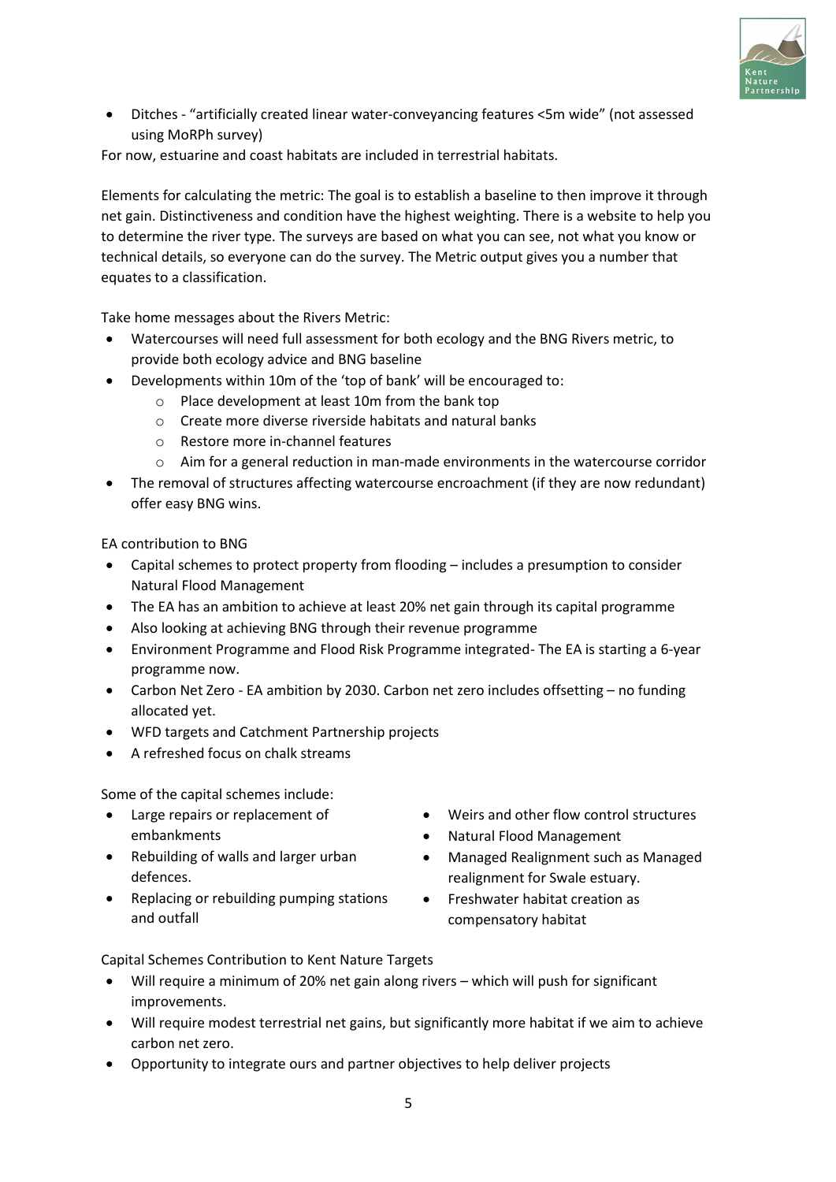- Ditches - "artificially created linear water-conveyancing features <5m wide" (not assessed using MoRPh survey)

For now, estuarine and coast habitats are included in terrestrial habitats.

Elements for calculating the metric: The goal is to establish a baseline to then improve it through net gain. Distinctiveness and condition have the highest weighting. There is a website to help you to determine the river type. The surveys are based on what you can see, not what you know or technical details, so everyone can do the survey. The Metric output gives you a number that equates to a classification.

Take home messages about the Rivers Metric:

- Watercourses will need full assessment for both ecology and the BNG Rivers metric, to provide both ecology advice and BNG baseline
- Developments within 10m of the 'top of bank' will be encouraged to:
  - Place development at least 10m from the bank top
  - Create more diverse riverside habitats and natural banks
  - Restore more in-channel features
  - Aim for a general reduction in man-made environments in the watercourse corridor
- The removal of structures affecting watercourse encroachment (if they are now redundant) offer easy BNG wins.

EA contribution to BNG

- Capital schemes to protect property from flooding – includes a presumption to consider Natural Flood Management
- The EA has an ambition to achieve at least 20% net gain through its capital programme
- Also looking at achieving BNG through their revenue programme
- Environment Programme and Flood Risk Programme integrated- The EA is starting a 6-year programme now.
- Carbon Net Zero - EA ambition by 2030. Carbon net zero includes offsetting – no funding allocated yet.
- WFD targets and Catchment Partnership projects
- A refreshed focus on chalk streams

Some of the capital schemes include:

- Large repairs or replacement of embankments
- Rebuilding of walls and larger urban defences.
- Replacing or rebuilding pumping stations and outfall
- Weirs and other flow control structures
- Natural Flood Management
- Managed Realignment such as Managed realignment for Swale estuary.
- Freshwater habitat creation as compensatory habitat

Capital Schemes Contribution to Kent Nature Targets

- Will require a minimum of 20% net gain along rivers – which will push for significant improvements.
- Will require modest terrestrial net gains, but significantly more habitat if we aim to achieve carbon net zero.
- Opportunity to integrate ours and partner objectives to help deliver projects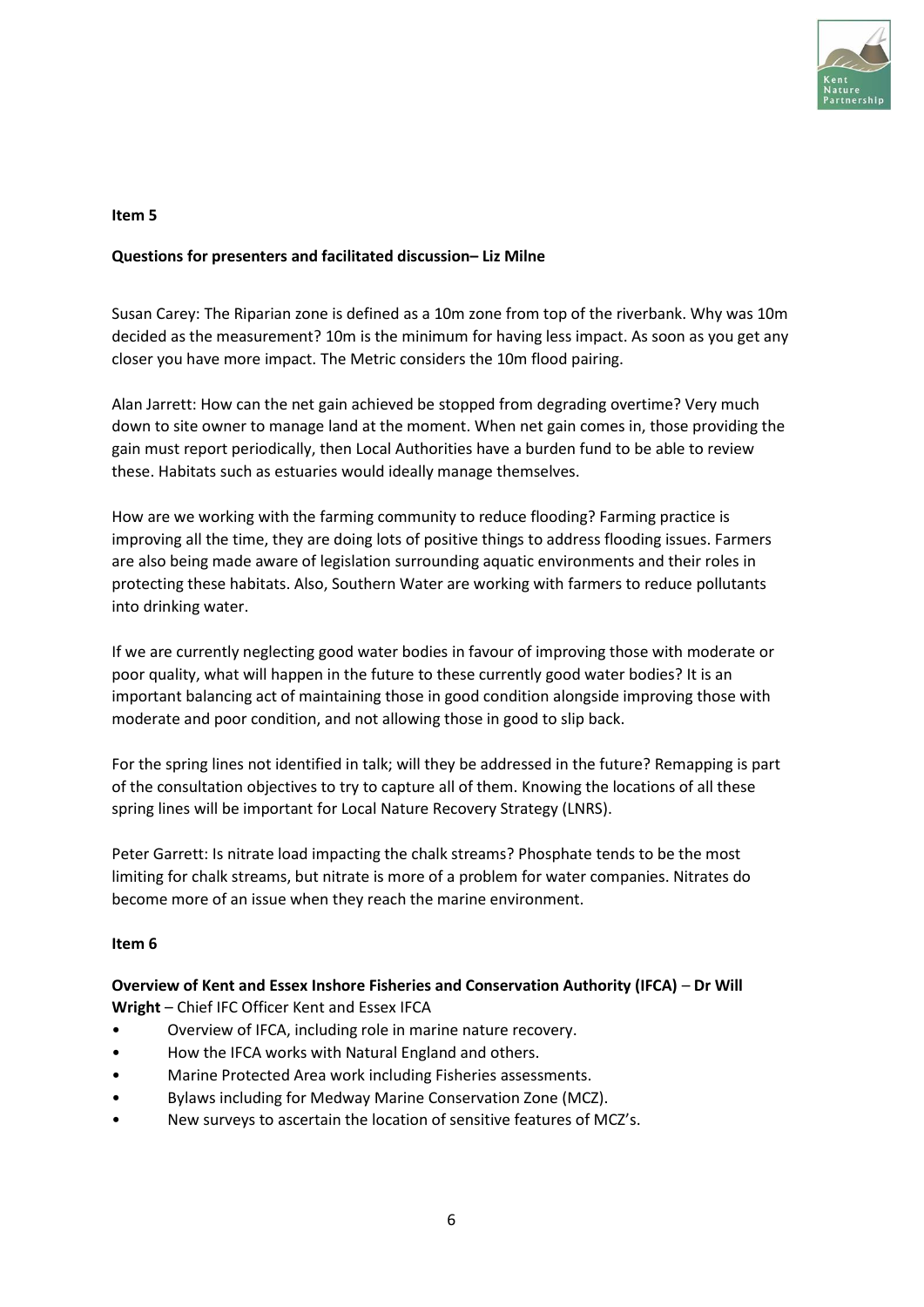**Item 5**

**Questions for presenters and facilitated discussion– Liz Milne**

Susan Carey: The Riparian zone is defined as a 10m zone from top of the riverbank. Why was 10m decided as the measurement? 10m is the minimum for having less impact. As soon as you get any closer you have more impact. The Metric considers the 10m flood pairing.

Alan Jarrett: How can the net gain achieved be stopped from degrading overtime? Very much down to site owner to manage land at the moment. When net gain comes in, those providing the gain must report periodically, then Local Authorities have a burden fund to be able to review these. Habitats such as estuaries would ideally manage themselves.

How are we working with the farming community to reduce flooding? Farming practice is improving all the time, they are doing lots of positive things to address flooding issues. Farmers are also being made aware of legislation surrounding aquatic environments and their roles in protecting these habitats. Also, Southern Water are working with farmers to reduce pollutants into drinking water.

If we are currently neglecting good water bodies in favour of improving those with moderate or poor quality, what will happen in the future to these currently good water bodies? It is an important balancing act of maintaining those in good condition alongside improving those with moderate and poor condition, and not allowing those in good to slip back.

For the spring lines not identified in talk; will they be addressed in the future? Remapping is part of the consultation objectives to try to capture all of them. Knowing the locations of all these spring lines will be important for Local Nature Recovery Strategy (LNRS).

Peter Garrett: Is nitrate load impacting the chalk streams? Phosphate tends to be the most limiting for chalk streams, but nitrate is more of a problem for water companies. Nitrates do become more of an issue when they reach the marine environment.

**Item 6**

**Overview of Kent and Essex Inshore Fisheries and Conservation Authority (IFCA)** – **Dr Will Wright** – Chief IFC Officer Kent and Essex IFCA

- Overview of IFCA, including role in marine nature recovery.
- How the IFCA works with Natural England and others.
- Marine Protected Area work including Fisheries assessments.
- Bylaws including for Medway Marine Conservation Zone (MCZ).
- New surveys to ascertain the location of sensitive features of MCZ's.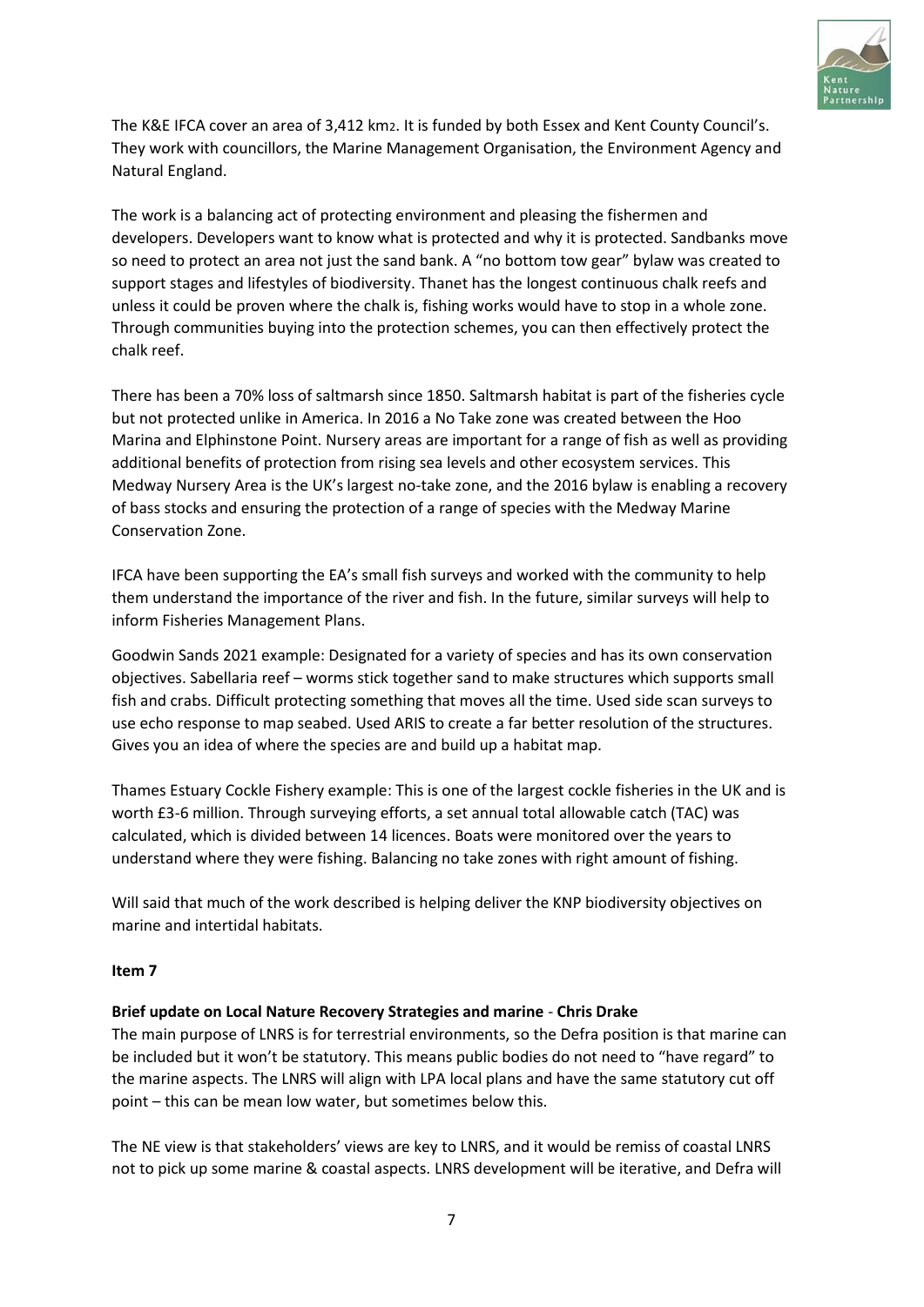The K&E IFCA cover an area of 3,412 km$^2$. It is funded by both Essex and Kent County Council's. They work with councillors, the Marine Management Organisation, the Environment Agency and Natural England.

The work is a balancing act of protecting environment and pleasing the fishermen and developers. Developers want to know what is protected and why it is protected. Sandbanks move so need to protect an area not just the sand bank. A "no bottom tow gear" bylaw was created to support stages and lifestyles of biodiversity. Thanet has the longest continuous chalk reefs and unless it could be proven where the chalk is, fishing works would have to stop in a whole zone. Through communities buying into the protection schemes, you can then effectively protect the chalk reef.

There has been a 70% loss of saltmarsh since 1850. Saltmarsh habitat is part of the fisheries cycle but not protected unlike in America. In 2016 a No Take zone was created between the Hoo Marina and Elphinstone Point. Nursery areas are important for a range of fish as well as providing additional benefits of protection from rising sea levels and other ecosystem services. This Medway Nursery Area is the UK's largest no-take zone, and the 2016 bylaw is enabling a recovery of bass stocks and ensuring the protection of a range of species with the Medway Marine Conservation Zone.

IFCA have been supporting the EA's small fish surveys and worked with the community to help them understand the importance of the river and fish. In the future, similar surveys will help to inform Fisheries Management Plans.

Goodwin Sands 2021 example: Designated for a variety of species and has its own conservation objectives. Sabellaria reef – worms stick together sand to make structures which supports small fish and crabs. Difficult protecting something that moves all the time. Used side scan surveys to use echo response to map seabed. Used ARIS to create a far better resolution of the structures. Gives you an idea of where the species are and build up a habitat map.

Thames Estuary Cockle Fishery example: This is one of the largest cockle fisheries in the UK and is worth £3-6 million. Through surveying efforts, a set annual total allowable catch (TAC) was calculated, which is divided between 14 licences. Boats were monitored over the years to understand where they were fishing. Balancing no take zones with right amount of fishing.

Will said that much of the work described is helping deliver the KNP biodiversity objectives on marine and intertidal habitats.

**Item 7**

**Brief update on Local Nature Recovery Strategies and marine** - **Chris Drake**

The main purpose of LNRS is for terrestrial environments, so the Defra position is that marine can be included but it won't be statutory. This means public bodies do not need to "have regard" to the marine aspects. The LNRS will align with LPA local plans and have the same statutory cut off point – this can be mean low water, but sometimes below this.

The NE view is that stakeholders' views are key to LNRS, and it would be remiss of coastal LNRS not to pick up some marine & coastal aspects. LNRS development will be iterative, and Defra will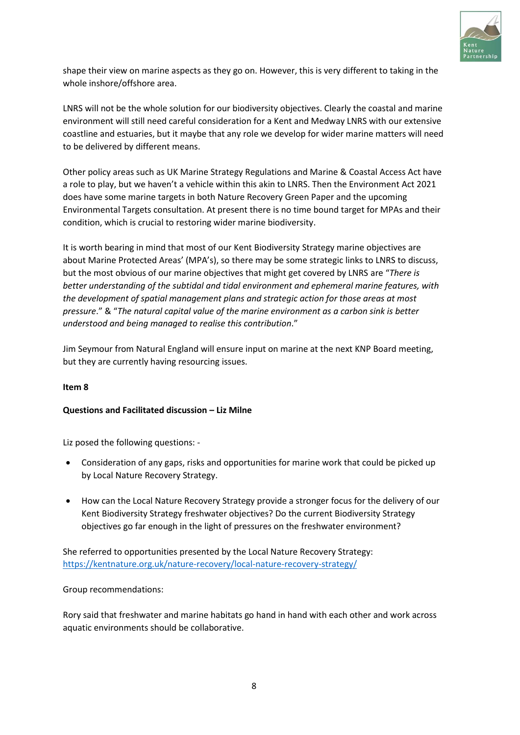shape their view on marine aspects as they go on. However, this is very different to taking in the whole inshore/offshore area.

LNRS will not be the whole solution for our biodiversity objectives. Clearly the coastal and marine environment will still need careful consideration for a Kent and Medway LNRS with our extensive coastline and estuaries, but it maybe that any role we develop for wider marine matters will need to be delivered by different means.

Other policy areas such as UK Marine Strategy Regulations and Marine & Coastal Access Act have a role to play, but we haven't a vehicle within this akin to LNRS. Then the Environment Act 2021 does have some marine targets in both Nature Recovery Green Paper and the upcoming Environmental Targets consultation. At present there is no time bound target for MPAs and their condition, which is crucial to restoring wider marine biodiversity.

It is worth bearing in mind that most of our Kent Biodiversity Strategy marine objectives are about Marine Protected Areas' (MPA's), so there may be some strategic links to LNRS to discuss, but the most obvious of our marine objectives that might get covered by LNRS are "*There is better understanding of the subtidal and tidal environment and ephemeral marine features, with the development of spatial management plans and strategic action for those areas at most pressure*." & "*The natural capital value of the marine environment as a carbon sink is better understood and being managed to realise this contribution*."

Jim Seymour from Natural England will ensure input on marine at the next KNP Board meeting, but they are currently having resourcing issues.

**Item 8**

**Questions and Facilitated discussion – Liz Milne**

Liz posed the following questions: -

- Consideration of any gaps, risks and opportunities for marine work that could be picked up by Local Nature Recovery Strategy.

- How can the Local Nature Recovery Strategy provide a stronger focus for the delivery of our Kent Biodiversity Strategy freshwater objectives? Do the current Biodiversity Strategy objectives go far enough in the light of pressures on the freshwater environment?

She referred to opportunities presented by the Local Nature Recovery Strategy: https://kentnature.org.uk/nature-recovery/local-nature-recovery-strategy/

Group recommendations:

Rory said that freshwater and marine habitats go hand in hand with each other and work across aquatic environments should be collaborative.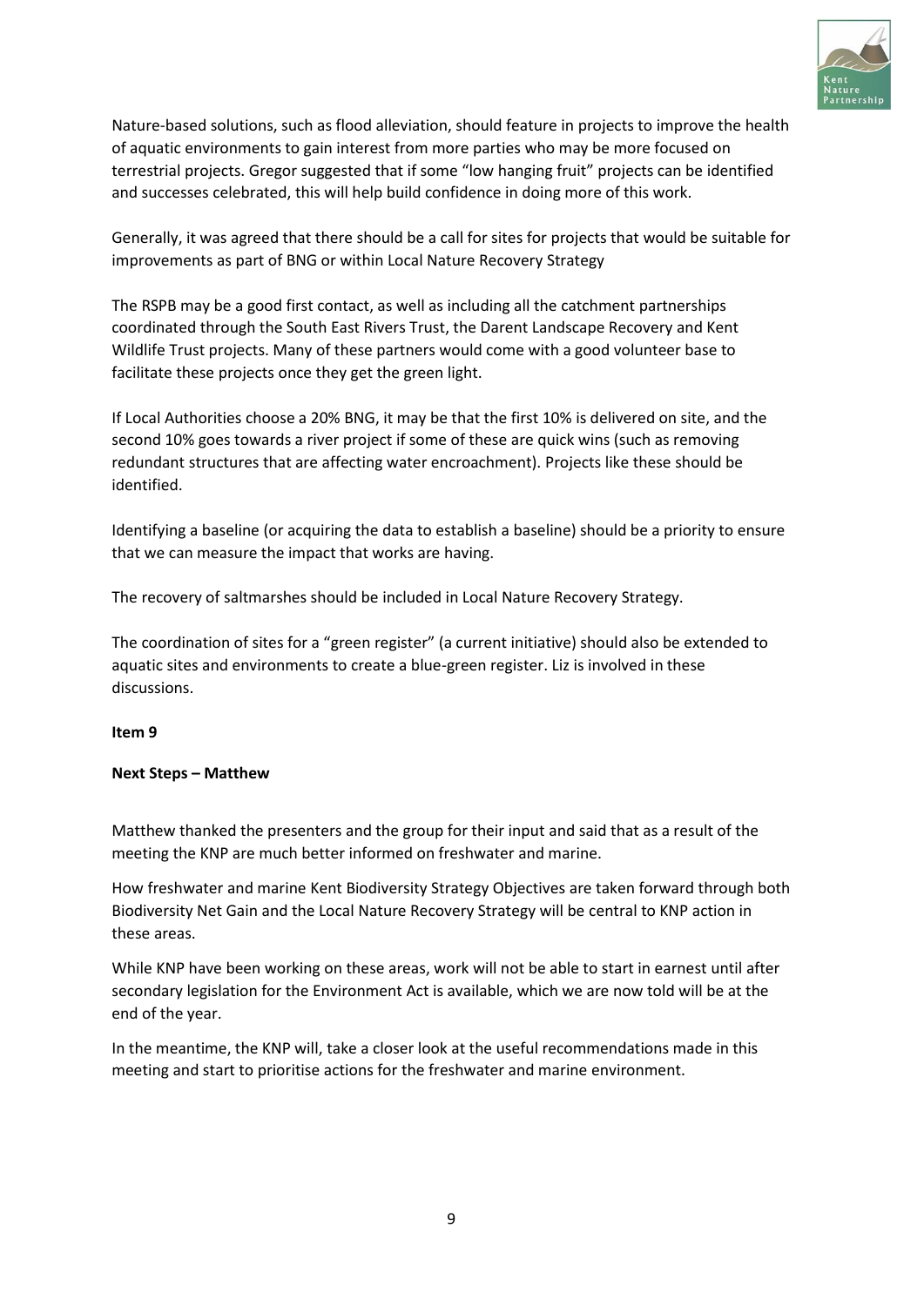Nature-based solutions, such as flood alleviation, should feature in projects to improve the health of aquatic environments to gain interest from more parties who may be more focused on terrestrial projects. Gregor suggested that if some "low hanging fruit" projects can be identified and successes celebrated, this will help build confidence in doing more of this work.

Generally, it was agreed that there should be a call for sites for projects that would be suitable for improvements as part of BNG or within Local Nature Recovery Strategy

The RSPB may be a good first contact, as well as including all the catchment partnerships coordinated through the South East Rivers Trust, the Darent Landscape Recovery and Kent Wildlife Trust projects. Many of these partners would come with a good volunteer base to facilitate these projects once they get the green light.

If Local Authorities choose a 20% BNG, it may be that the first 10% is delivered on site, and the second 10% goes towards a river project if some of these are quick wins (such as removing redundant structures that are affecting water encroachment). Projects like these should be identified.

Identifying a baseline (or acquiring the data to establish a baseline) should be a priority to ensure that we can measure the impact that works are having.

The recovery of saltmarshes should be included in Local Nature Recovery Strategy.

The coordination of sites for a "green register" (a current initiative) should also be extended to aquatic sites and environments to create a blue-green register. Liz is involved in these discussions.

**Item 9**

**Next Steps – Matthew**

Matthew thanked the presenters and the group for their input and said that as a result of the meeting the KNP are much better informed on freshwater and marine.

How freshwater and marine Kent Biodiversity Strategy Objectives are taken forward through both Biodiversity Net Gain and the Local Nature Recovery Strategy will be central to KNP action in these areas.

While KNP have been working on these areas, work will not be able to start in earnest until after secondary legislation for the Environment Act is available, which we are now told will be at the end of the year.

In the meantime, the KNP will, take a closer look at the useful recommendations made in this meeting and start to prioritise actions for the freshwater and marine environment.